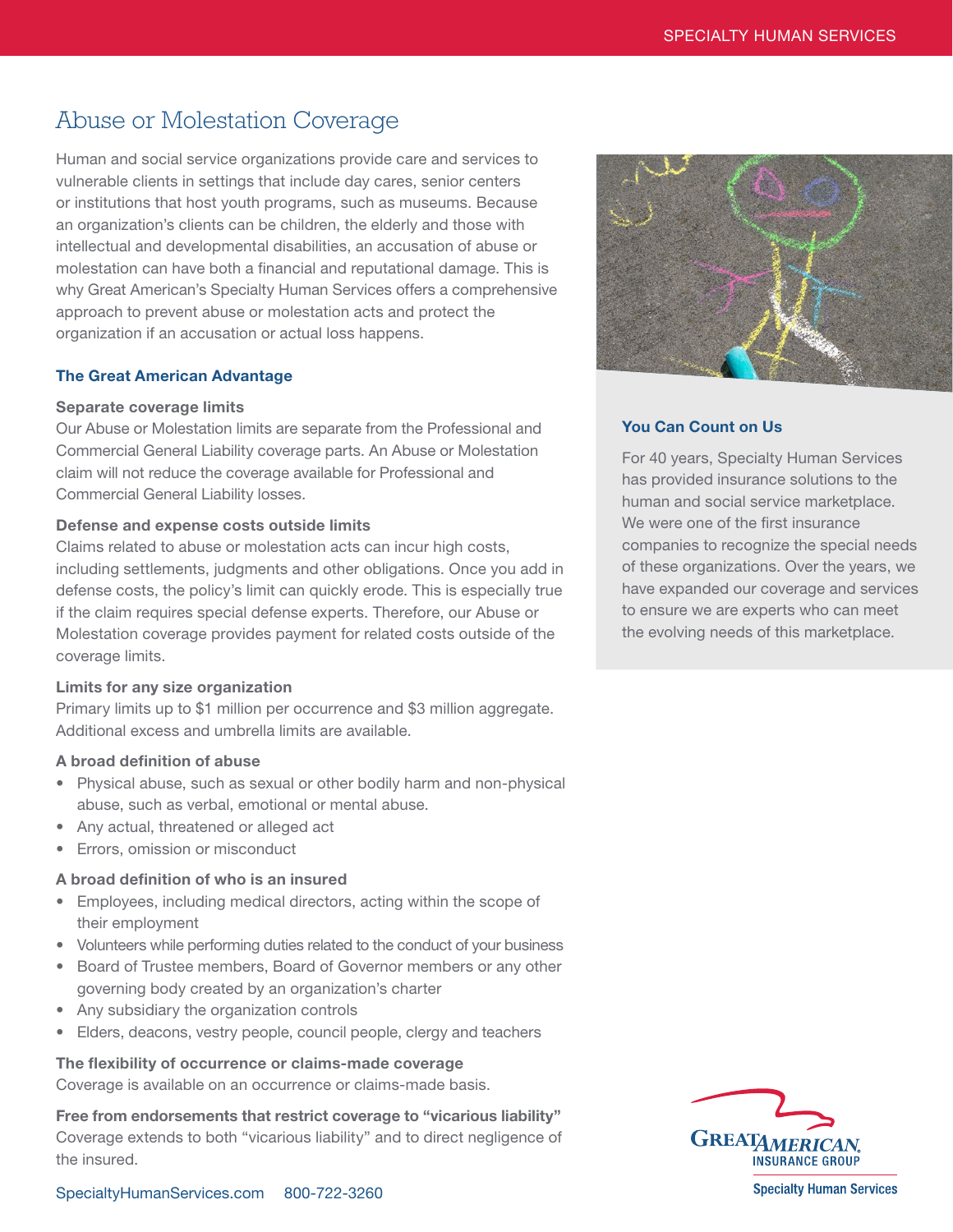# Abuse or Molestation Coverage

Human and social service organizations provide care and services to vulnerable clients in settings that include day cares, senior centers or institutions that host youth programs, such as museums. Because an organization's clients can be children, the elderly and those with intellectual and developmental disabilities, an accusation of abuse or molestation can have both a financial and reputational damage. This is why Great American's Specialty Human Services offers a comprehensive approach to prevent abuse or molestation acts and protect the organization if an accusation or actual loss happens.

## The Great American Advantage

### Separate coverage limits

Our Abuse or Molestation limits are separate from the Professional and Commercial General Liability coverage parts. An Abuse or Molestation claim will not reduce the coverage available for Professional and Commercial General Liability losses.

### Defense and expense costs outside limits

Claims related to abuse or molestation acts can incur high costs, including settlements, judgments and other obligations. Once you add in defense costs, the policy's limit can quickly erode. This is especially true if the claim requires special defense experts. Therefore, our Abuse or Molestation coverage provides payment for related costs outside of the coverage limits.

### Limits for any size organization

Primary limits up to $1 million per occurrence and $3 million aggregate. Additional excess and umbrella limits are available.

### A broad definition of abuse

- Physical abuse, such as sexual or other bodily harm and non-physical abuse, such as verbal, emotional or mental abuse.
- Any actual, threatened or alleged act
- Errors, omission or misconduct

### A broad definition of who is an insured

- Employees, including medical directors, acting within the scope of their employment
- Volunteers while performing duties related to the conduct of your business
- Board of Trustee members, Board of Governor members or any other governing body created by an organization's charter
- Any subsidiary the organization controls
- Elders, deacons, vestry people, council people, clergy and teachers

### The flexibility of occurrence or claims-made coverage

Coverage is available on an occurrence or claims-made basis.

### Free from endorsements that restrict coverage to "vicarious liability"

Coverage extends to both "vicarious liability" and to direct negligence of the insured.

## You Can Count on Us

For 40 years, Specialty Human Services has provided insurance solutions to the human and social service marketplace. We were one of the first insurance companies to recognize the special needs of these organizations. Over the years, we have expanded our coverage and services to ensure we are experts who can meet the evolving needs of this marketplace.

SpecialtyHumanServices.com 800-722-3260

Great American Insurance Group
Specialty Human Services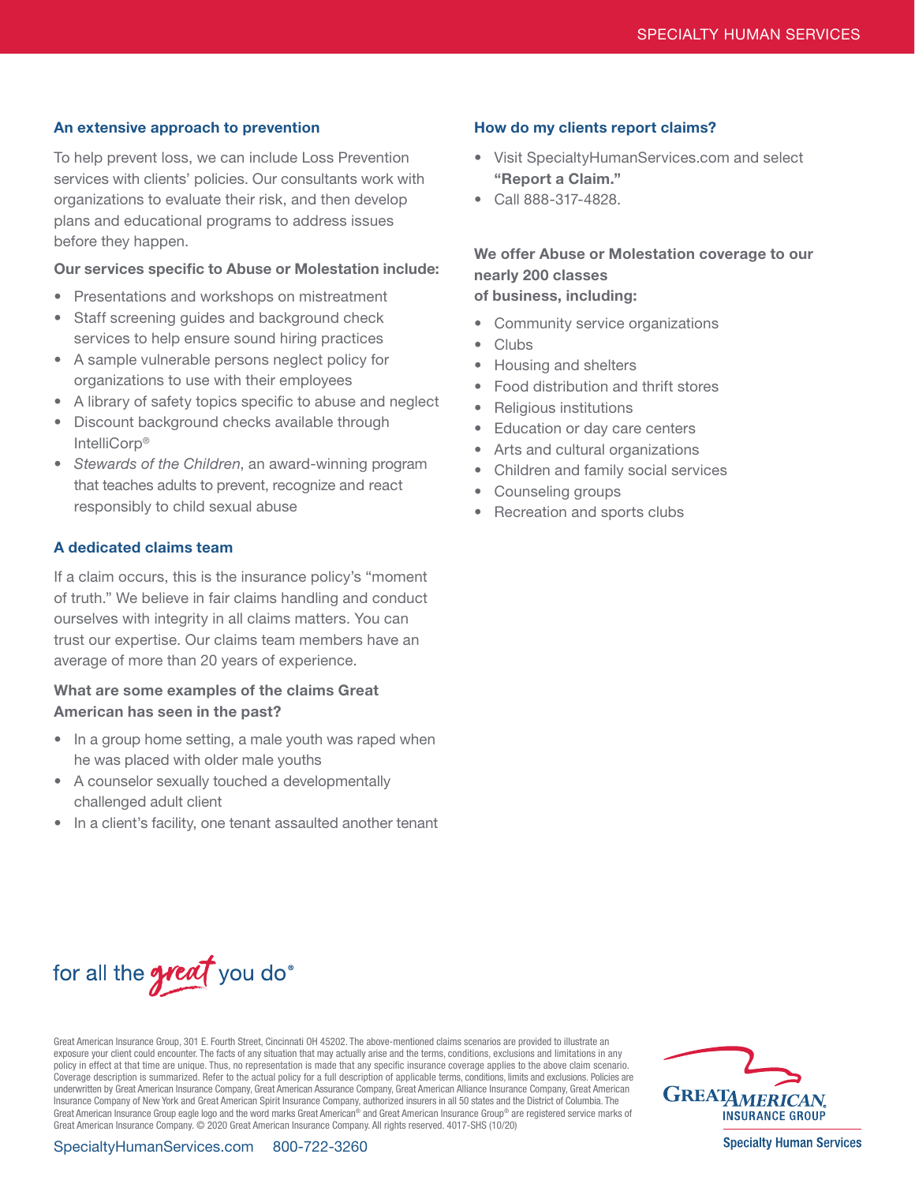## An extensive approach to prevention

To help prevent loss, we can include Loss Prevention services with clients' policies. Our consultants work with organizations to evaluate their risk, and then develop plans and educational programs to address issues before they happen.

**Our services specific to Abuse or Molestation include:**

- Presentations and workshops on mistreatment
- Staff screening guides and background check services to help ensure sound hiring practices
- A sample vulnerable persons neglect policy for organizations to use with their employees
- A library of safety topics specific to abuse and neglect
- Discount background checks available through IntelliCorp®
- *Stewards of the Children*, an award-winning program that teaches adults to prevent, recognize and react responsibly to child sexual abuse

## A dedicated claims team

If a claim occurs, this is the insurance policy's "moment of truth." We believe in fair claims handling and conduct ourselves with integrity in all claims matters. You can trust our expertise. Our claims team members have an average of more than 20 years of experience.

**What are some examples of the claims Great American has seen in the past?**

- In a group home setting, a male youth was raped when he was placed with older male youths
- A counselor sexually touched a developmentally challenged adult client
- In a client's facility, one tenant assaulted another tenant

## How do my clients report claims?

- Visit SpecialtyHumanServices.com and select **"Report a Claim."**
- Call 888-317-4828.

**We offer Abuse or Molestation coverage to our nearly 200 classes of business, including:**

- Community service organizations
- Clubs
- Housing and shelters
- Food distribution and thrift stores
- Religious institutions
- Education or day care centers
- Arts and cultural organizations
- Children and family social services
- Counseling groups
- Recreation and sports clubs

for all the great you do®

Great American Insurance Group, 301 E. Fourth Street, Cincinnati OH 45202. The above-mentioned claims scenarios are provided to illustrate an exposure your client could encounter. The facts of any situation that may actually arise and the terms, conditions, exclusions and limitations in any policy in effect at that time are unique. Thus, no representation is made that any specific insurance coverage applies to the above claim scenario. Coverage description is summarized. Refer to the actual policy for a full description of applicable terms, conditions, limits and exclusions. Policies are underwritten by Great American Insurance Company, Great American Assurance Company, Great American Alliance Insurance Company, Great American Insurance Company of New York and Great American Spirit Insurance Company, authorized insurers in all 50 states and the District of Columbia. The Great American Insurance Group eagle logo and the word marks Great American® and Great American Insurance Group® are registered service marks of Great American Insurance Company. © 2020 Great American Insurance Company. All rights reserved. 4017-SHS (10/20)

SpecialtyHumanServices.com 800-722-3260

GREAT AMERICAN INSURANCE GROUP

Specialty Human Services